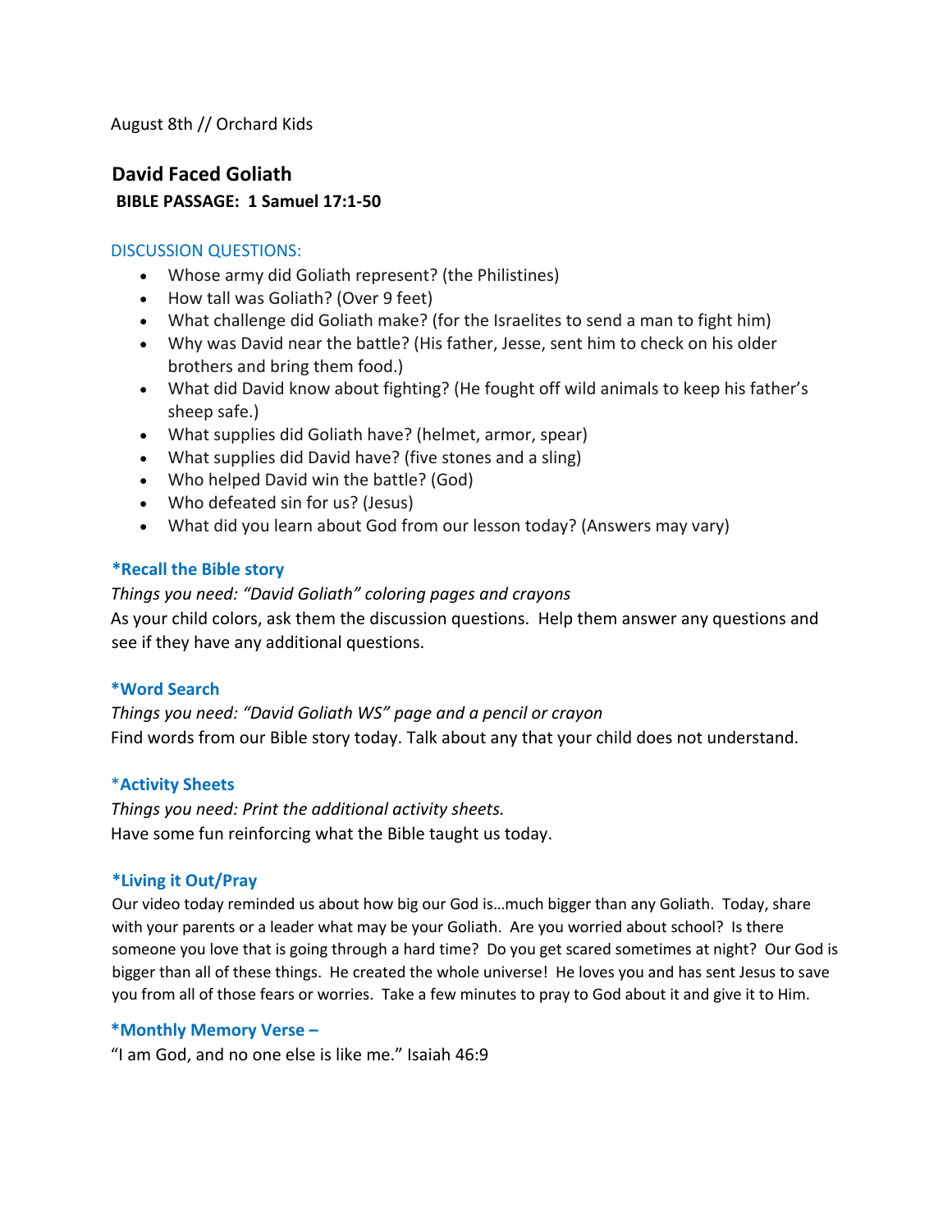August 8th // Orchard Kids

## David Faced Goliath

**BIBLE PASSAGE: 1 Samuel 17:1-50**

DISCUSSION QUESTIONS:

- Whose army did Goliath represent? (the Philistines)
- How tall was Goliath? (Over 9 feet)
- What challenge did Goliath make? (for the Israelites to send a man to fight him)
- Why was David near the battle? (His father, Jesse, sent him to check on his older brothers and bring them food.)
- What did David know about fighting? (He fought off wild animals to keep his father's sheep safe.)
- What supplies did Goliath have? (helmet, armor, spear)
- What supplies did David have? (five stones and a sling)
- Who helped David win the battle? (God)
- Who defeated sin for us? (Jesus)
- What did you learn about God from our lesson today? (Answers may vary)

### *Recall the Bible story

*Things you need: "David Goliath" coloring pages and crayons*

As your child colors, ask them the discussion questions. Help them answer any questions and see if they have any additional questions.

### *Word Search

*Things you need: "David Goliath WS" page and a pencil or crayon*

Find words from our Bible story today. Talk about any that your child does not understand.

### *Activity Sheets

*Things you need: Print the additional activity sheets.*

Have some fun reinforcing what the Bible taught us today.

### *Living it Out/Pray

Our video today reminded us about how big our God is…much bigger than any Goliath. Today, share with your parents or a leader what may be your Goliath. Are you worried about school? Is there someone you love that is going through a hard time? Do you get scared sometimes at night? Our God is bigger than all of these things. He created the whole universe! He loves you and has sent Jesus to save you from all of those fears or worries. Take a few minutes to pray to God about it and give it to Him.

### *Monthly Memory Verse –

"I am God, and no one else is like me." Isaiah 46:9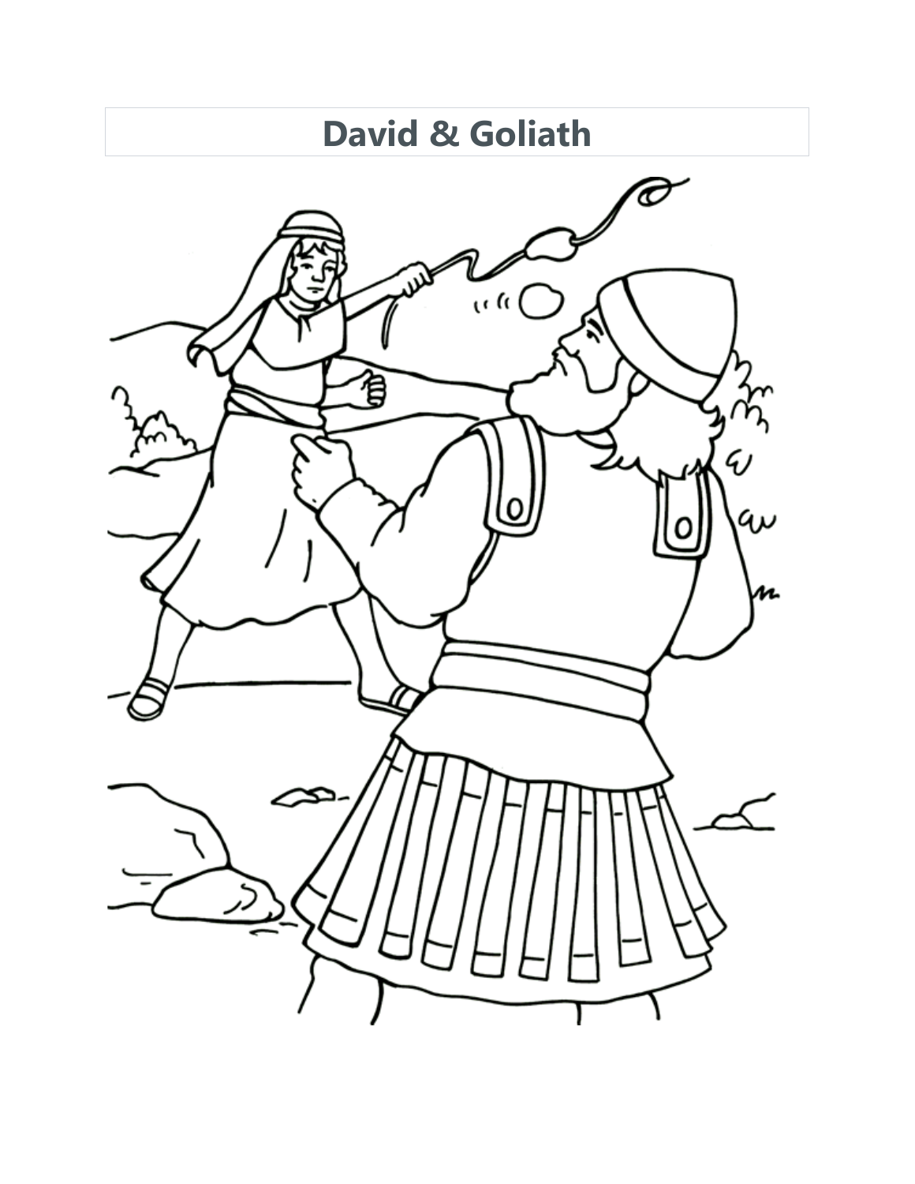# David & Goliath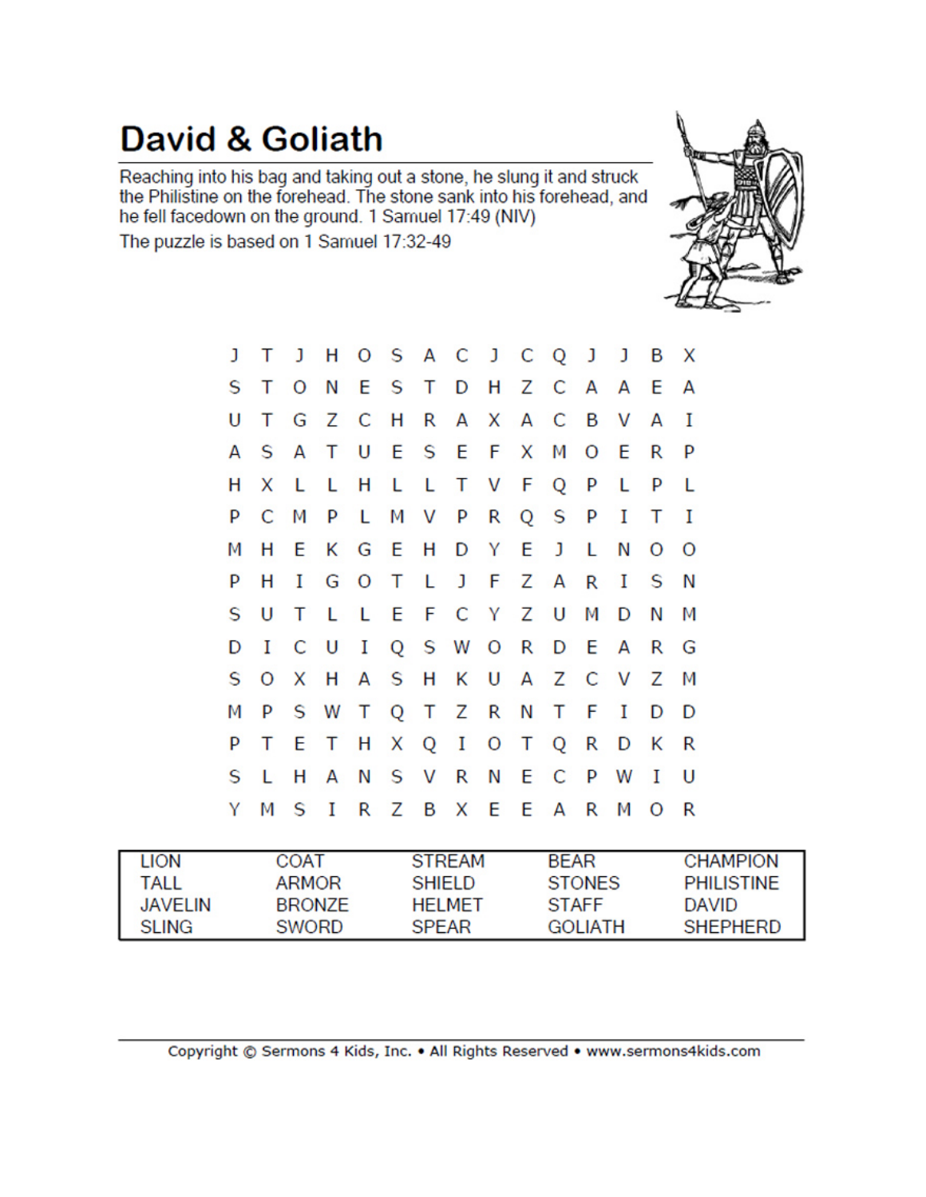# David & Goliath

Reaching into his bag and taking out a stone, he slung it and struck the Philistine on the forehead. The stone sank into his forehead, and he fell facedown on the ground. 1 Samuel 17:49 (NIV)

The puzzle is based on 1 Samuel 17:32-49

```
J T J H O S A C J C Q J J B X
S T O N E S T D H Z C A A E A
U T G Z C H R A X A C B V A I
A S A T U E S E F X M O E R P
H X L L H L L T V F Q P L P L
P C M P L M V P R Q S P I T I
M H E K G E H D Y E J L N O O
P H I G O T L J F Z A R I S N
S U T L L E F C Y Z U M D N M
D I C U I Q S W O R D E A R G
S O X H A S H K U A Z C V Z M
M P S W T Q T Z R N T F I D D
P T E T H X Q I O T Q R D K R
S L H A N S V R N E C P W I U
Y M S I R Z B X E E A R M O R
```

| | | | | |
|---|---|---|---|---|
| LION | COAT | STREAM | BEAR | CHAMPION |
| TALL | ARMOR | SHIELD | STONES | PHILISTINE |
| JAVELIN | BRONZE | HELMET | STAFF | DAVID |
| SLING | SWORD | SPEAR | GOLIATH | SHEPHERD |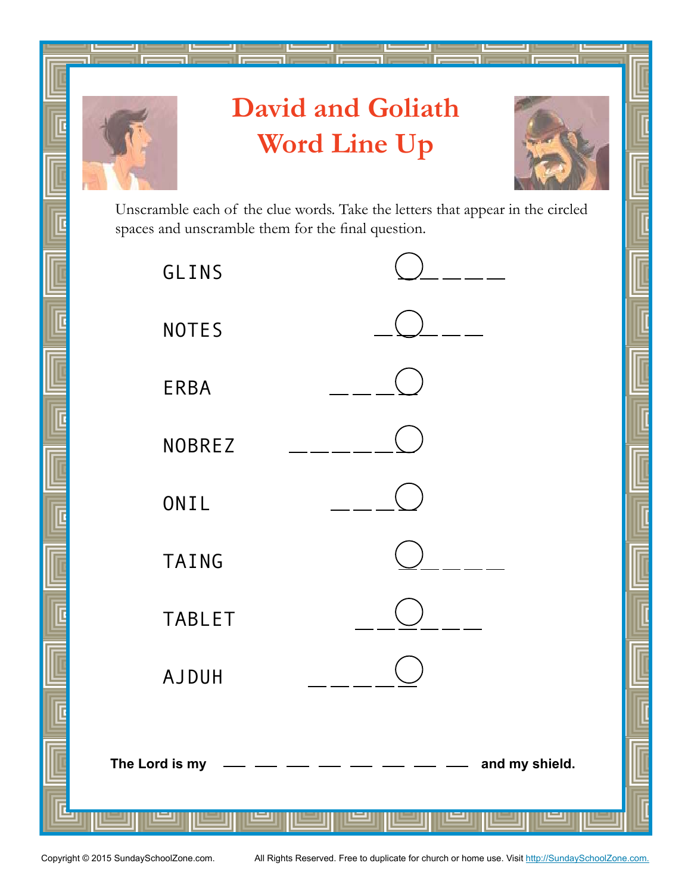# David and Goliath Word Line Up

Unscramble each of the clue words. Take the letters that appear in the circled spaces and unscramble them for the final question.

GLINS ◯ _ _ _ _

NOTES _ ◯ _ _ _

ERBA _ _ _ ◯

NOBREZ _ _ _ _ _ ◯

ONIL _ _ _ ◯

TAING ◯ _ _ _ _

TABLET _ _ ◯ _ _ _

AJDUH _ _ _ _ ◯

**The Lord is my _ _ _ _ _ _ _ _ and my shield.**

Copyright © 2015 SundaySchoolZone.com. All Rights Reserved. Free to duplicate for church or home use. Visit http://SundaySchoolZone.com.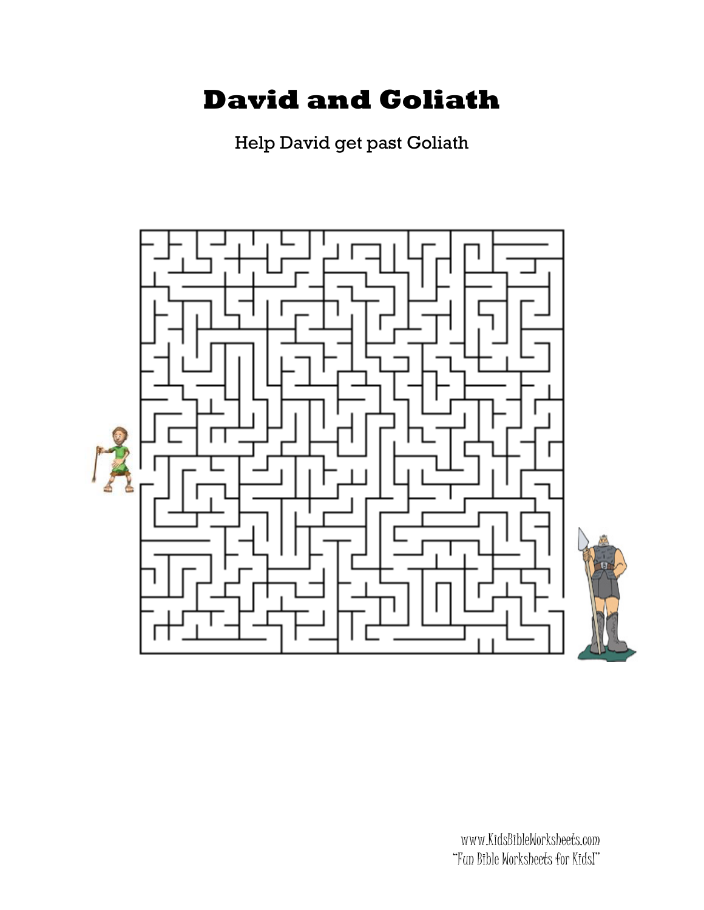# David and Goliath

Help David get past Goliath

www.KidsBibleWorksheets.com
"Fun Bible Worksheets for Kids!"